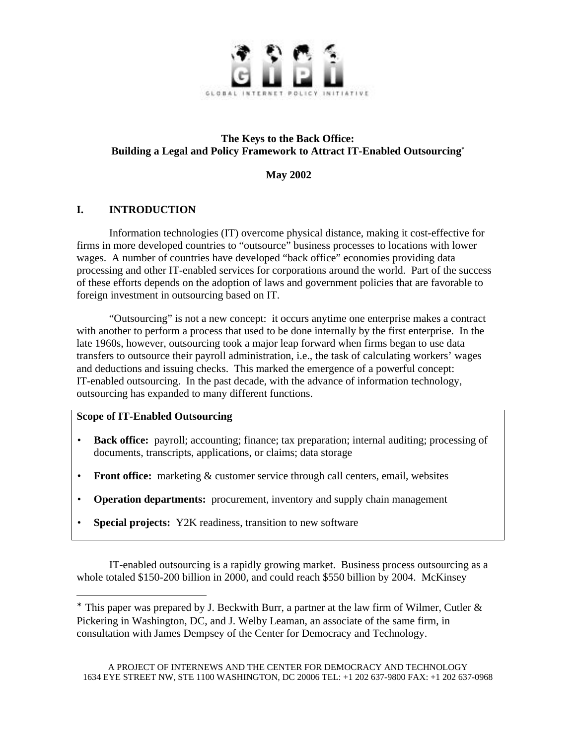GLOBAL INTERNET POLICY INITIATIVE

# The Keys to the Back Office: Building a Legal and Policy Framework to Attract IT-Enabled Outsourcing*

**May 2002**

## I. INTRODUCTION

Information technologies (IT) overcome physical distance, making it cost-effective for firms in more developed countries to "outsource" business processes to locations with lower wages. A number of countries have developed "back office" economies providing data processing and other IT-enabled services for corporations around the world. Part of the success of these efforts depends on the adoption of laws and government policies that are favorable to foreign investment in outsourcing based on IT.

"Outsourcing" is not a new concept: it occurs anytime one enterprise makes a contract with another to perform a process that used to be done internally by the first enterprise. In the late 1960s, however, outsourcing took a major leap forward when firms began to use data transfers to outsource their payroll administration, i.e., the task of calculating workers' wages and deductions and issuing checks. This marked the emergence of a powerful concept: IT-enabled outsourcing. In the past decade, with the advance of information technology, outsourcing has expanded to many different functions.

**Scope of IT-Enabled Outsourcing**

- **Back office:** payroll; accounting; finance; tax preparation; internal auditing; processing of documents, transcripts, applications, or claims; data storage
- **Front office:** marketing & customer service through call centers, email, websites
- **Operation departments:** procurement, inventory and supply chain management
- **Special projects:** Y2K readiness, transition to new software

IT-enabled outsourcing is a rapidly growing market. Business process outsourcing as a whole totaled $150-200 billion in 2000, and could reach $550 billion by 2004. McKinsey

---

* This paper was prepared by J. Beckwith Burr, a partner at the law firm of Wilmer, Cutler & Pickering in Washington, DC, and J. Welby Leaman, an associate of the same firm, in consultation with James Dempsey of the Center for Democracy and Technology.

A PROJECT OF INTERNEWS AND THE CENTER FOR DEMOCRACY AND TECHNOLOGY
1634 EYE STREET NW, STE 1100 WASHINGTON, DC 20006 TEL: +1 202 637-9800 FAX: +1 202 637-0968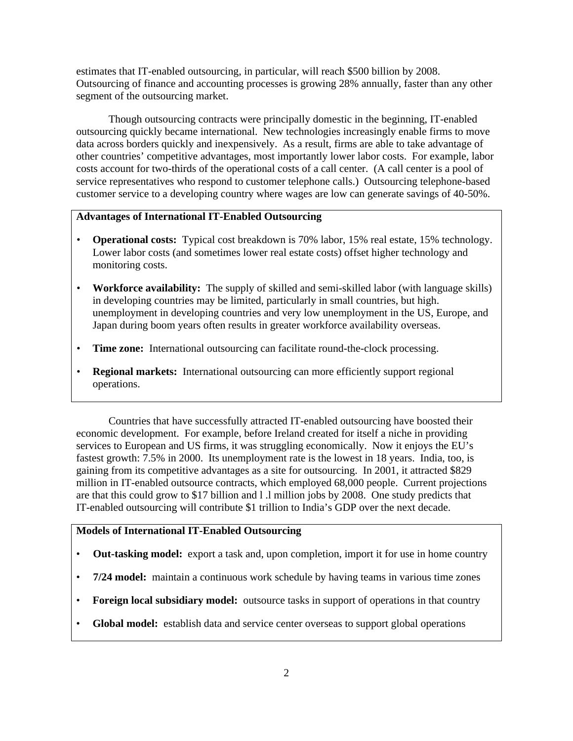estimates that IT-enabled outsourcing, in particular, will reach $500 billion by 2008. Outsourcing of finance and accounting processes is growing 28% annually, faster than any other segment of the outsourcing market.

Though outsourcing contracts were principally domestic in the beginning, IT-enabled outsourcing quickly became international. New technologies increasingly enable firms to move data across borders quickly and inexpensively. As a result, firms are able to take advantage of other countries' competitive advantages, most importantly lower labor costs. For example, labor costs account for two-thirds of the operational costs of a call center. (A call center is a pool of service representatives who respond to customer telephone calls.) Outsourcing telephone-based customer service to a developing country where wages are low can generate savings of 40-50%.

**Advantages of International IT-Enabled Outsourcing**

- **Operational costs:** Typical cost breakdown is 70% labor, 15% real estate, 15% technology. Lower labor costs (and sometimes lower real estate costs) offset higher technology and monitoring costs.
- **Workforce availability:** The supply of skilled and semi-skilled labor (with language skills) in developing countries may be limited, particularly in small countries, but high. unemployment in developing countries and very low unemployment in the US, Europe, and Japan during boom years often results in greater workforce availability overseas.
- **Time zone:** International outsourcing can facilitate round-the-clock processing.
- **Regional markets:** International outsourcing can more efficiently support regional operations.

Countries that have successfully attracted IT-enabled outsourcing have boosted their economic development. For example, before Ireland created for itself a niche in providing services to European and US firms, it was struggling economically. Now it enjoys the EU's fastest growth: 7.5% in 2000. Its unemployment rate is the lowest in 18 years. India, too, is gaining from its competitive advantages as a site for outsourcing. In 2001, it attracted $829 million in IT-enabled outsource contracts, which employed 68,000 people. Current projections are that this could grow to $17 billion and l .l million jobs by 2008. One study predicts that IT-enabled outsourcing will contribute $1 trillion to India's GDP over the next decade.

**Models of International IT-Enabled Outsourcing**

- **Out-tasking model:** export a task and, upon completion, import it for use in home country
- **7/24 model:** maintain a continuous work schedule by having teams in various time zones
- **Foreign local subsidiary model:** outsource tasks in support of operations in that country
- **Global model:** establish data and service center overseas to support global operations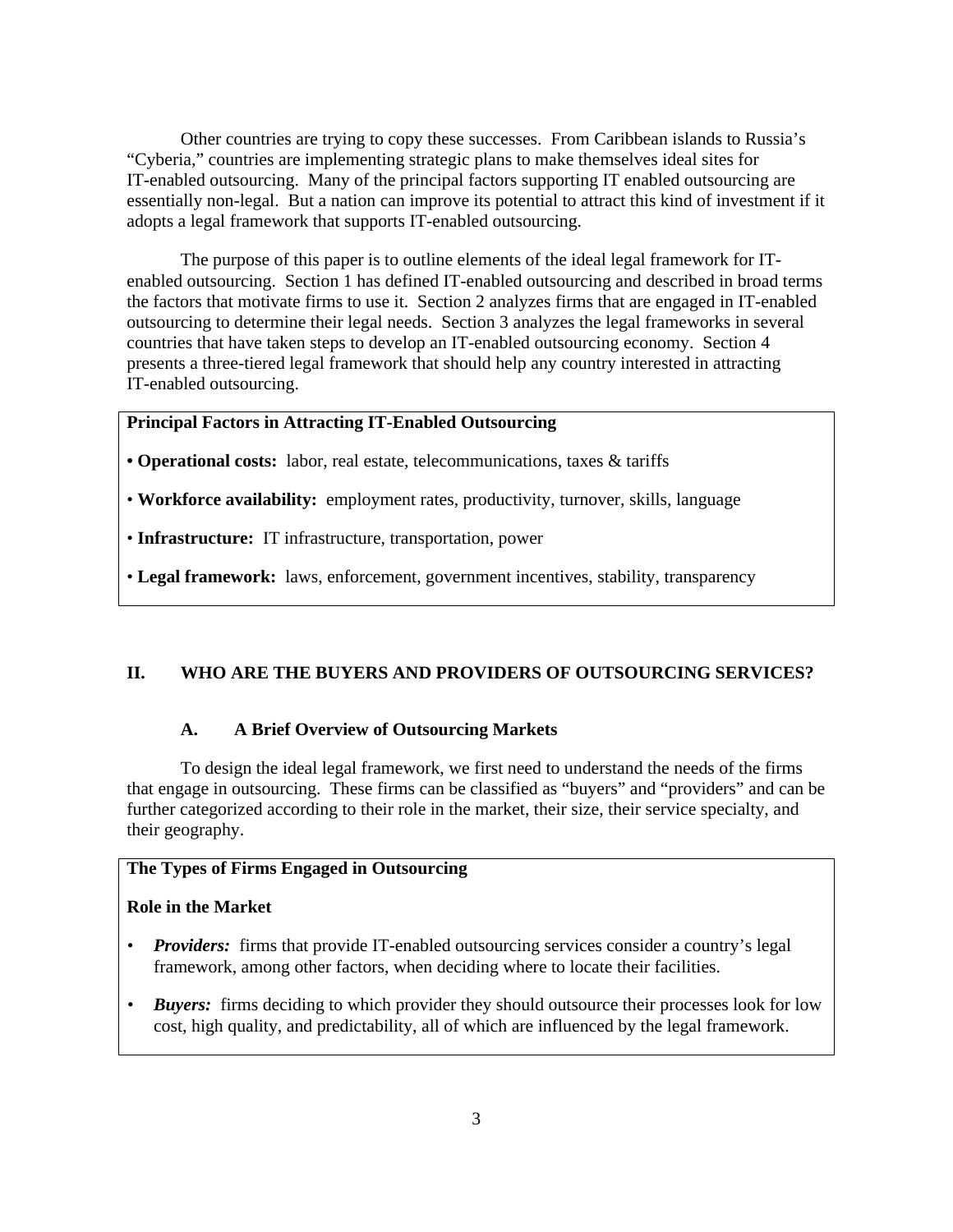Other countries are trying to copy these successes. From Caribbean islands to Russia's "Cyberia," countries are implementing strategic plans to make themselves ideal sites for IT-enabled outsourcing. Many of the principal factors supporting IT enabled outsourcing are essentially non-legal. But a nation can improve its potential to attract this kind of investment if it adopts a legal framework that supports IT-enabled outsourcing.

The purpose of this paper is to outline elements of the ideal legal framework for IT-enabled outsourcing. Section 1 has defined IT-enabled outsourcing and described in broad terms the factors that motivate firms to use it. Section 2 analyzes firms that are engaged in IT-enabled outsourcing to determine their legal needs. Section 3 analyzes the legal frameworks in several countries that have taken steps to develop an IT-enabled outsourcing economy. Section 4 presents a three-tiered legal framework that should help any country interested in attracting IT-enabled outsourcing.

**Principal Factors in Attracting IT-Enabled Outsourcing**

- **Operational costs:** labor, real estate, telecommunications, taxes & tariffs
- **Workforce availability:** employment rates, productivity, turnover, skills, language
- **Infrastructure:** IT infrastructure, transportation, power
- **Legal framework:** laws, enforcement, government incentives, stability, transparency

## II. WHO ARE THE BUYERS AND PROVIDERS OF OUTSOURCING SERVICES?

### A. A Brief Overview of Outsourcing Markets

To design the ideal legal framework, we first need to understand the needs of the firms that engage in outsourcing. These firms can be classified as "buyers" and "providers" and can be further categorized according to their role in the market, their size, their service specialty, and their geography.

**The Types of Firms Engaged in Outsourcing**

**Role in the Market**

- ***Providers:*** firms that provide IT-enabled outsourcing services consider a country's legal framework, among other factors, when deciding where to locate their facilities.
- ***Buyers:*** firms deciding to which provider they should outsource their processes look for low cost, high quality, and predictability, all of which are influenced by the legal framework.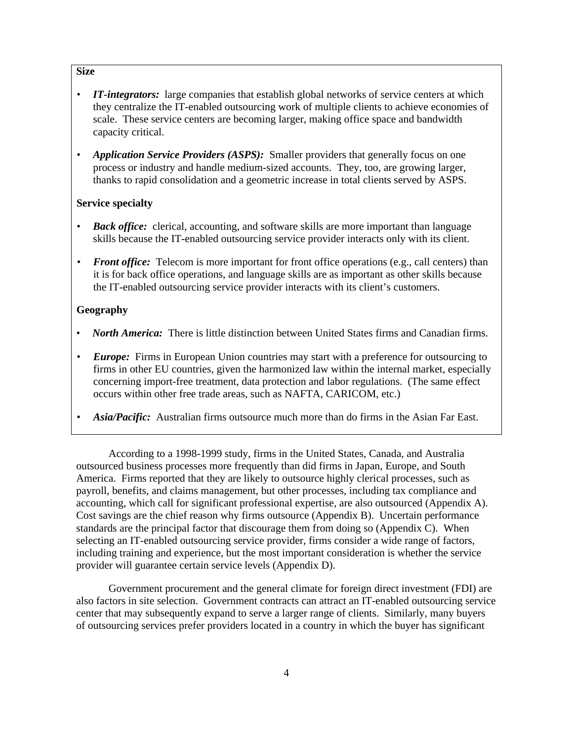**Size**

- ***IT-integrators:*** large companies that establish global networks of service centers at which they centralize the IT-enabled outsourcing work of multiple clients to achieve economies of scale. These service centers are becoming larger, making office space and bandwidth capacity critical.
- ***Application Service Providers (ASPS):*** Smaller providers that generally focus on one process or industry and handle medium-sized accounts. They, too, are growing larger, thanks to rapid consolidation and a geometric increase in total clients served by ASPS.

**Service specialty**

- ***Back office:*** clerical, accounting, and software skills are more important than language skills because the IT-enabled outsourcing service provider interacts only with its client.
- ***Front office:*** Telecom is more important for front office operations (e.g., call centers) than it is for back office operations, and language skills are as important as other skills because the IT-enabled outsourcing service provider interacts with its client's customers.

**Geography**

- ***North America:*** There is little distinction between United States firms and Canadian firms.
- ***Europe:*** Firms in European Union countries may start with a preference for outsourcing to firms in other EU countries, given the harmonized law within the internal market, especially concerning import-free treatment, data protection and labor regulations. (The same effect occurs within other free trade areas, such as NAFTA, CARICOM, etc.)
- ***Asia/Pacific:*** Australian firms outsource much more than do firms in the Asian Far East.

According to a 1998-1999 study, firms in the United States, Canada, and Australia outsourced business processes more frequently than did firms in Japan, Europe, and South America. Firms reported that they are likely to outsource highly clerical processes, such as payroll, benefits, and claims management, but other processes, including tax compliance and accounting, which call for significant professional expertise, are also outsourced (Appendix A). Cost savings are the chief reason why firms outsource (Appendix B). Uncertain performance standards are the principal factor that discourage them from doing so (Appendix C). When selecting an IT-enabled outsourcing service provider, firms consider a wide range of factors, including training and experience, but the most important consideration is whether the service provider will guarantee certain service levels (Appendix D).

Government procurement and the general climate for foreign direct investment (FDI) are also factors in site selection. Government contracts can attract an IT-enabled outsourcing service center that may subsequently expand to serve a larger range of clients. Similarly, many buyers of outsourcing services prefer providers located in a country in which the buyer has significant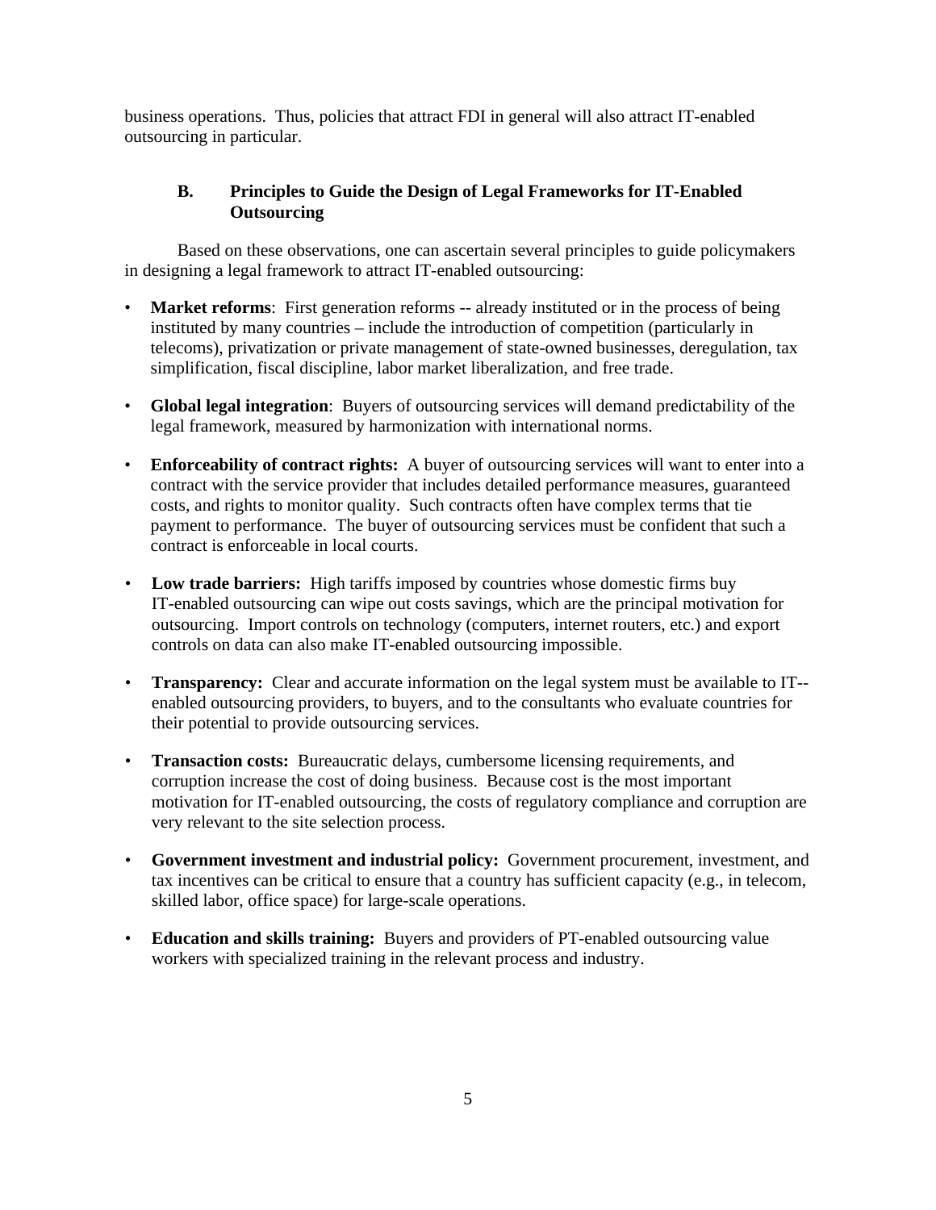business operations. Thus, policies that attract FDI in general will also attract IT-enabled outsourcing in particular.

### B. Principles to Guide the Design of Legal Frameworks for IT-Enabled Outsourcing

Based on these observations, one can ascertain several principles to guide policymakers in designing a legal framework to attract IT-enabled outsourcing:

- **Market reforms**: First generation reforms -- already instituted or in the process of being instituted by many countries – include the introduction of competition (particularly in telecoms), privatization or private management of state-owned businesses, deregulation, tax simplification, fiscal discipline, labor market liberalization, and free trade.
- **Global legal integration**: Buyers of outsourcing services will demand predictability of the legal framework, measured by harmonization with international norms.
- **Enforceability of contract rights:** A buyer of outsourcing services will want to enter into a contract with the service provider that includes detailed performance measures, guaranteed costs, and rights to monitor quality. Such contracts often have complex terms that tie payment to performance. The buyer of outsourcing services must be confident that such a contract is enforceable in local courts.
- **Low trade barriers:** High tariffs imposed by countries whose domestic firms buy IT-enabled outsourcing can wipe out costs savings, which are the principal motivation for outsourcing. Import controls on technology (computers, internet routers, etc.) and export controls on data can also make IT-enabled outsourcing impossible.
- **Transparency:** Clear and accurate information on the legal system must be available to IT--enabled outsourcing providers, to buyers, and to the consultants who evaluate countries for their potential to provide outsourcing services.
- **Transaction costs:** Bureaucratic delays, cumbersome licensing requirements, and corruption increase the cost of doing business. Because cost is the most important motivation for IT-enabled outsourcing, the costs of regulatory compliance and corruption are very relevant to the site selection process.
- **Government investment and industrial policy:** Government procurement, investment, and tax incentives can be critical to ensure that a country has sufficient capacity (e.g., in telecom, skilled labor, office space) for large-scale operations.
- **Education and skills training:** Buyers and providers of PT-enabled outsourcing value workers with specialized training in the relevant process and industry.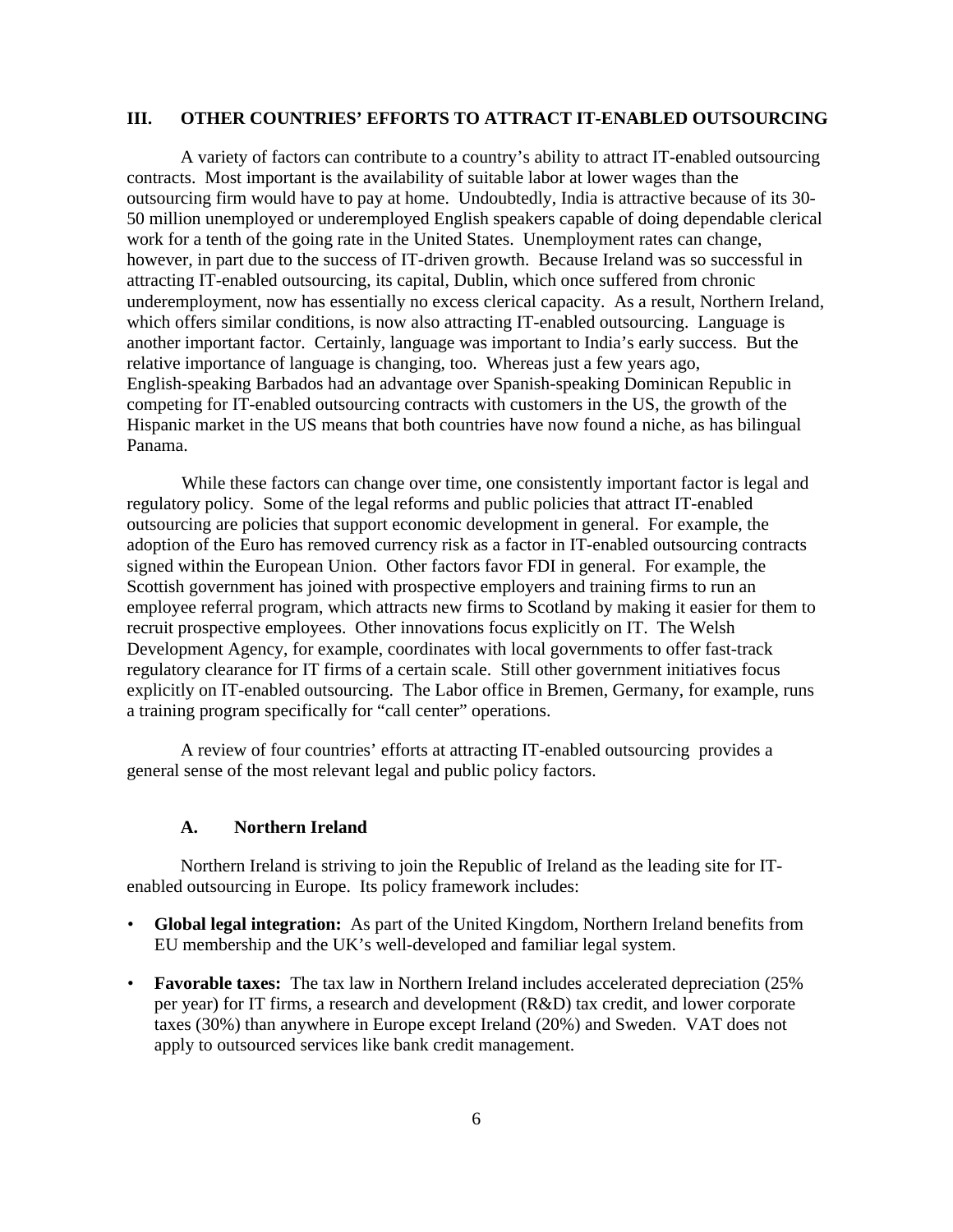## III. OTHER COUNTRIES' EFFORTS TO ATTRACT IT-ENABLED OUTSOURCING

A variety of factors can contribute to a country's ability to attract IT-enabled outsourcing contracts. Most important is the availability of suitable labor at lower wages than the outsourcing firm would have to pay at home. Undoubtedly, India is attractive because of its 30-50 million unemployed or underemployed English speakers capable of doing dependable clerical work for a tenth of the going rate in the United States. Unemployment rates can change, however, in part due to the success of IT-driven growth. Because Ireland was so successful in attracting IT-enabled outsourcing, its capital, Dublin, which once suffered from chronic underemployment, now has essentially no excess clerical capacity. As a result, Northern Ireland, which offers similar conditions, is now also attracting IT-enabled outsourcing. Language is another important factor. Certainly, language was important to India's early success. But the relative importance of language is changing, too. Whereas just a few years ago, English-speaking Barbados had an advantage over Spanish-speaking Dominican Republic in competing for IT-enabled outsourcing contracts with customers in the US, the growth of the Hispanic market in the US means that both countries have now found a niche, as has bilingual Panama.

While these factors can change over time, one consistently important factor is legal and regulatory policy. Some of the legal reforms and public policies that attract IT-enabled outsourcing are policies that support economic development in general. For example, the adoption of the Euro has removed currency risk as a factor in IT-enabled outsourcing contracts signed within the European Union. Other factors favor FDI in general. For example, the Scottish government has joined with prospective employers and training firms to run an employee referral program, which attracts new firms to Scotland by making it easier for them to recruit prospective employees. Other innovations focus explicitly on IT. The Welsh Development Agency, for example, coordinates with local governments to offer fast-track regulatory clearance for IT firms of a certain scale. Still other government initiatives focus explicitly on IT-enabled outsourcing. The Labor office in Bremen, Germany, for example, runs a training program specifically for "call center" operations.

A review of four countries' efforts at attracting IT-enabled outsourcing provides a general sense of the most relevant legal and public policy factors.

### A. Northern Ireland

Northern Ireland is striving to join the Republic of Ireland as the leading site for IT-enabled outsourcing in Europe. Its policy framework includes:

- **Global legal integration:** As part of the United Kingdom, Northern Ireland benefits from EU membership and the UK's well-developed and familiar legal system.
- **Favorable taxes:** The tax law in Northern Ireland includes accelerated depreciation (25% per year) for IT firms, a research and development (R&D) tax credit, and lower corporate taxes (30%) than anywhere in Europe except Ireland (20%) and Sweden. VAT does not apply to outsourced services like bank credit management.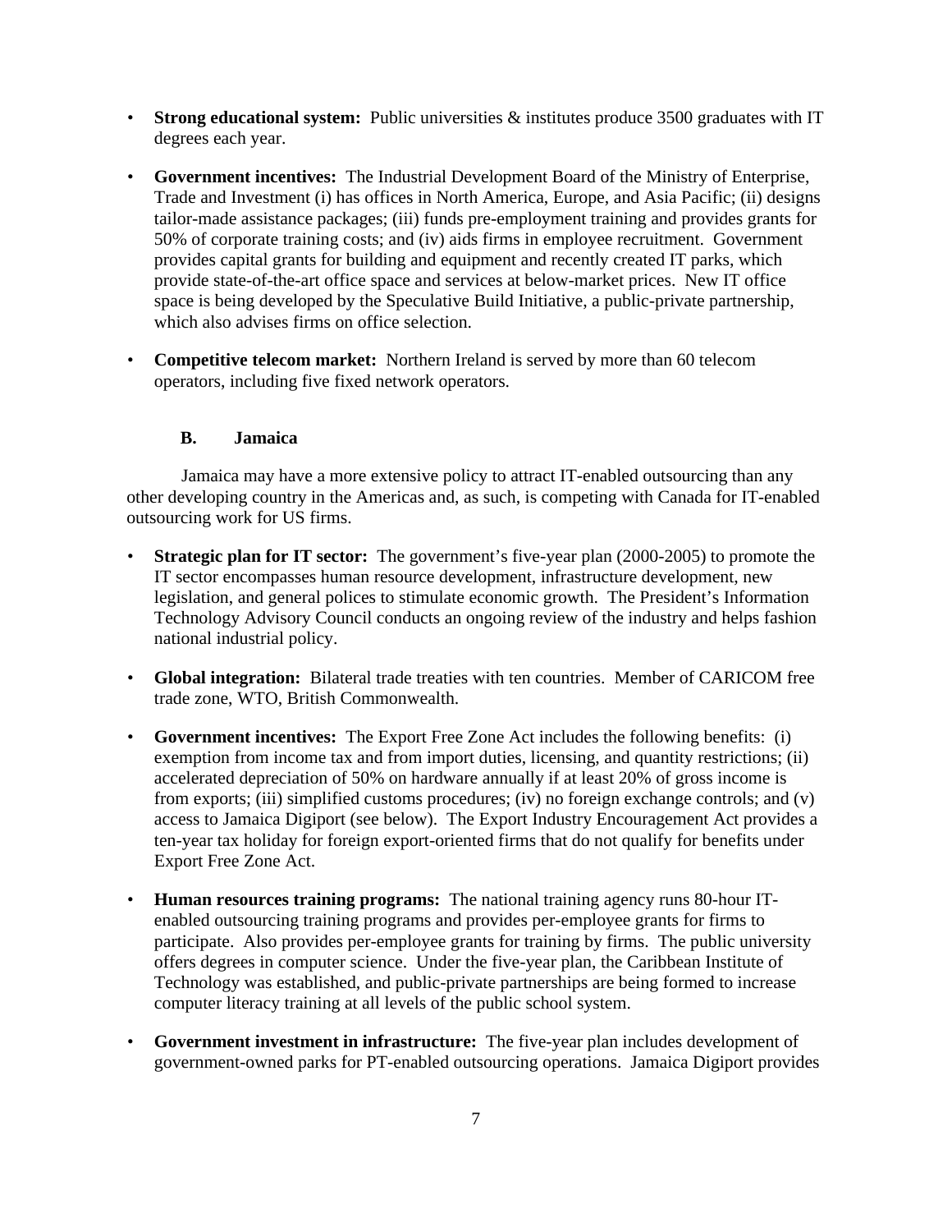- **Strong educational system:** Public universities & institutes produce 3500 graduates with IT degrees each year.

- **Government incentives:** The Industrial Development Board of the Ministry of Enterprise, Trade and Investment (i) has offices in North America, Europe, and Asia Pacific; (ii) designs tailor-made assistance packages; (iii) funds pre-employment training and provides grants for 50% of corporate training costs; and (iv) aids firms in employee recruitment. Government provides capital grants for building and equipment and recently created IT parks, which provide state-of-the-art office space and services at below-market prices. New IT office space is being developed by the Speculative Build Initiative, a public-private partnership, which also advises firms on office selection.

- **Competitive telecom market:** Northern Ireland is served by more than 60 telecom operators, including five fixed network operators.

### B. Jamaica

Jamaica may have a more extensive policy to attract IT-enabled outsourcing than any other developing country in the Americas and, as such, is competing with Canada for IT-enabled outsourcing work for US firms.

- **Strategic plan for IT sector:** The government's five-year plan (2000-2005) to promote the IT sector encompasses human resource development, infrastructure development, new legislation, and general polices to stimulate economic growth. The President's Information Technology Advisory Council conducts an ongoing review of the industry and helps fashion national industrial policy.

- **Global integration:** Bilateral trade treaties with ten countries. Member of CARICOM free trade zone, WTO, British Commonwealth.

- **Government incentives:** The Export Free Zone Act includes the following benefits: (i) exemption from income tax and from import duties, licensing, and quantity restrictions; (ii) accelerated depreciation of 50% on hardware annually if at least 20% of gross income is from exports; (iii) simplified customs procedures; (iv) no foreign exchange controls; and (v) access to Jamaica Digiport (see below). The Export Industry Encouragement Act provides a ten-year tax holiday for foreign export-oriented firms that do not qualify for benefits under Export Free Zone Act.

- **Human resources training programs:** The national training agency runs 80-hour IT-enabled outsourcing training programs and provides per-employee grants for firms to participate. Also provides per-employee grants for training by firms. The public university offers degrees in computer science. Under the five-year plan, the Caribbean Institute of Technology was established, and public-private partnerships are being formed to increase computer literacy training at all levels of the public school system.

- **Government investment in infrastructure:** The five-year plan includes development of government-owned parks for PT-enabled outsourcing operations. Jamaica Digiport provides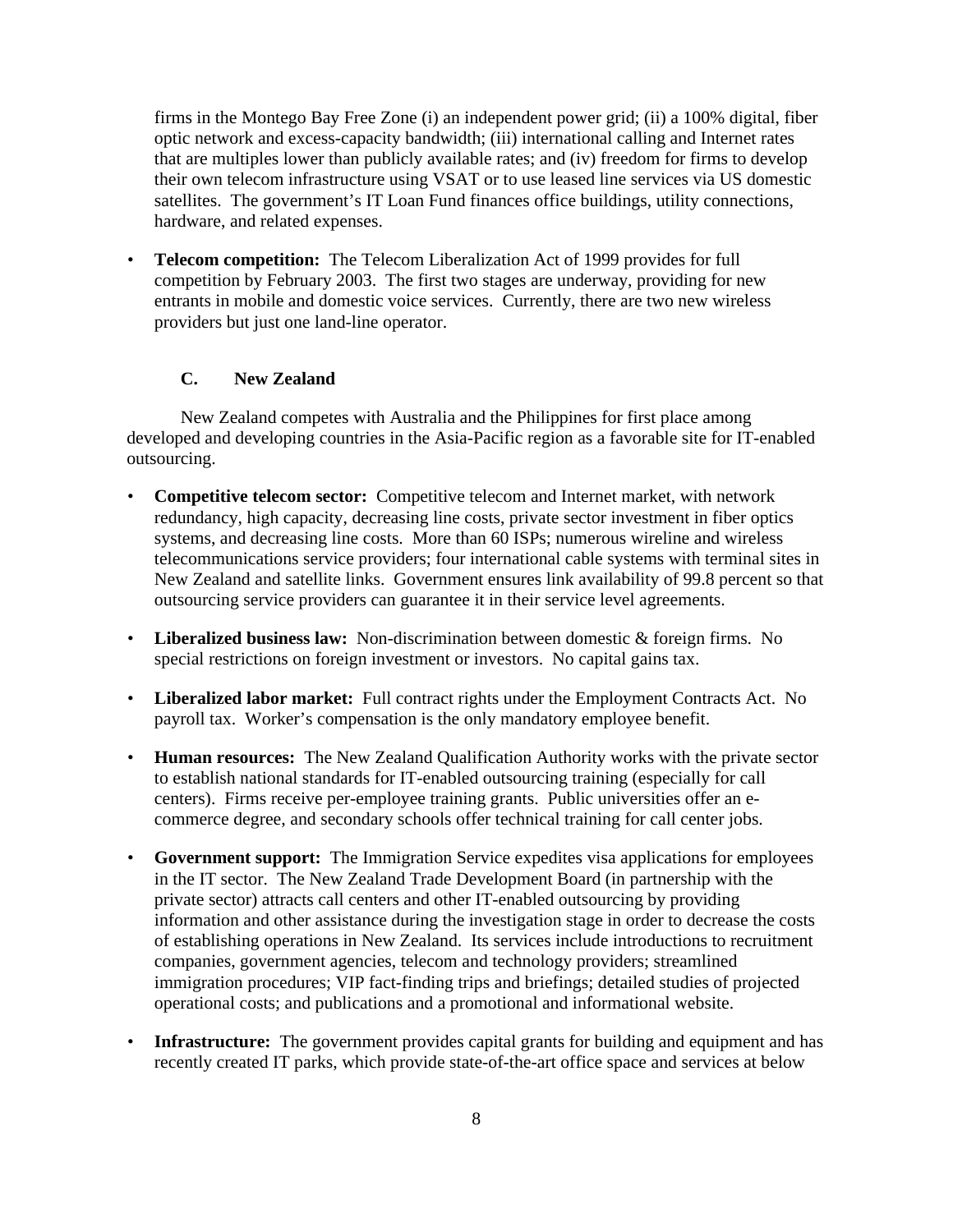firms in the Montego Bay Free Zone (i) an independent power grid; (ii) a 100% digital, fiber optic network and excess-capacity bandwidth; (iii) international calling and Internet rates that are multiples lower than publicly available rates; and (iv) freedom for firms to develop their own telecom infrastructure using VSAT or to use leased line services via US domestic satellites. The government's IT Loan Fund finances office buildings, utility connections, hardware, and related expenses.

- **Telecom competition:** The Telecom Liberalization Act of 1999 provides for full competition by February 2003. The first two stages are underway, providing for new entrants in mobile and domestic voice services. Currently, there are two new wireless providers but just one land-line operator.

### C. New Zealand

New Zealand competes with Australia and the Philippines for first place among developed and developing countries in the Asia-Pacific region as a favorable site for IT-enabled outsourcing.

- **Competitive telecom sector:** Competitive telecom and Internet market, with network redundancy, high capacity, decreasing line costs, private sector investment in fiber optics systems, and decreasing line costs. More than 60 ISPs; numerous wireline and wireless telecommunications service providers; four international cable systems with terminal sites in New Zealand and satellite links. Government ensures link availability of 99.8 percent so that outsourcing service providers can guarantee it in their service level agreements.

- **Liberalized business law:** Non-discrimination between domestic & foreign firms. No special restrictions on foreign investment or investors. No capital gains tax.

- **Liberalized labor market:** Full contract rights under the Employment Contracts Act. No payroll tax. Worker's compensation is the only mandatory employee benefit.

- **Human resources:** The New Zealand Qualification Authority works with the private sector to establish national standards for IT-enabled outsourcing training (especially for call centers). Firms receive per-employee training grants. Public universities offer an e-commerce degree, and secondary schools offer technical training for call center jobs.

- **Government support:** The Immigration Service expedites visa applications for employees in the IT sector. The New Zealand Trade Development Board (in partnership with the private sector) attracts call centers and other IT-enabled outsourcing by providing information and other assistance during the investigation stage in order to decrease the costs of establishing operations in New Zealand. Its services include introductions to recruitment companies, government agencies, telecom and technology providers; streamlined immigration procedures; VIP fact-finding trips and briefings; detailed studies of projected operational costs; and publications and a promotional and informational website.

- **Infrastructure:** The government provides capital grants for building and equipment and has recently created IT parks, which provide state-of-the-art office space and services at below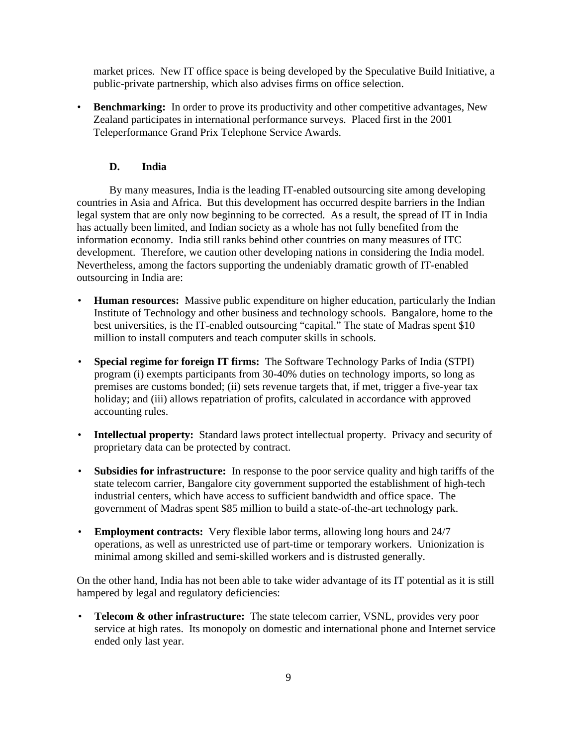market prices. New IT office space is being developed by the Speculative Build Initiative, a public-private partnership, which also advises firms on office selection.

- **Benchmarking:** In order to prove its productivity and other competitive advantages, New Zealand participates in international performance surveys. Placed first in the 2001 Teleperformance Grand Prix Telephone Service Awards.

### D. India

By many measures, India is the leading IT-enabled outsourcing site among developing countries in Asia and Africa. But this development has occurred despite barriers in the Indian legal system that are only now beginning to be corrected. As a result, the spread of IT in India has actually been limited, and Indian society as a whole has not fully benefited from the information economy. India still ranks behind other countries on many measures of ITC development. Therefore, we caution other developing nations in considering the India model. Nevertheless, among the factors supporting the undeniably dramatic growth of IT-enabled outsourcing in India are:

- **Human resources:** Massive public expenditure on higher education, particularly the Indian Institute of Technology and other business and technology schools. Bangalore, home to the best universities, is the IT-enabled outsourcing "capital." The state of Madras spent $10 million to install computers and teach computer skills in schools.

- **Special regime for foreign IT firms:** The Software Technology Parks of India (STPI) program (i) exempts participants from 30-40% duties on technology imports, so long as premises are customs bonded; (ii) sets revenue targets that, if met, trigger a five-year tax holiday; and (iii) allows repatriation of profits, calculated in accordance with approved accounting rules.

- **Intellectual property:** Standard laws protect intellectual property. Privacy and security of proprietary data can be protected by contract.

- **Subsidies for infrastructure:** In response to the poor service quality and high tariffs of the state telecom carrier, Bangalore city government supported the establishment of high-tech industrial centers, which have access to sufficient bandwidth and office space. The government of Madras spent $85 million to build a state-of-the-art technology park.

- **Employment contracts:** Very flexible labor terms, allowing long hours and 24/7 operations, as well as unrestricted use of part-time or temporary workers. Unionization is minimal among skilled and semi-skilled workers and is distrusted generally.

On the other hand, India has not been able to take wider advantage of its IT potential as it is still hampered by legal and regulatory deficiencies:

- **Telecom & other infrastructure:** The state telecom carrier, VSNL, provides very poor service at high rates. Its monopoly on domestic and international phone and Internet service ended only last year.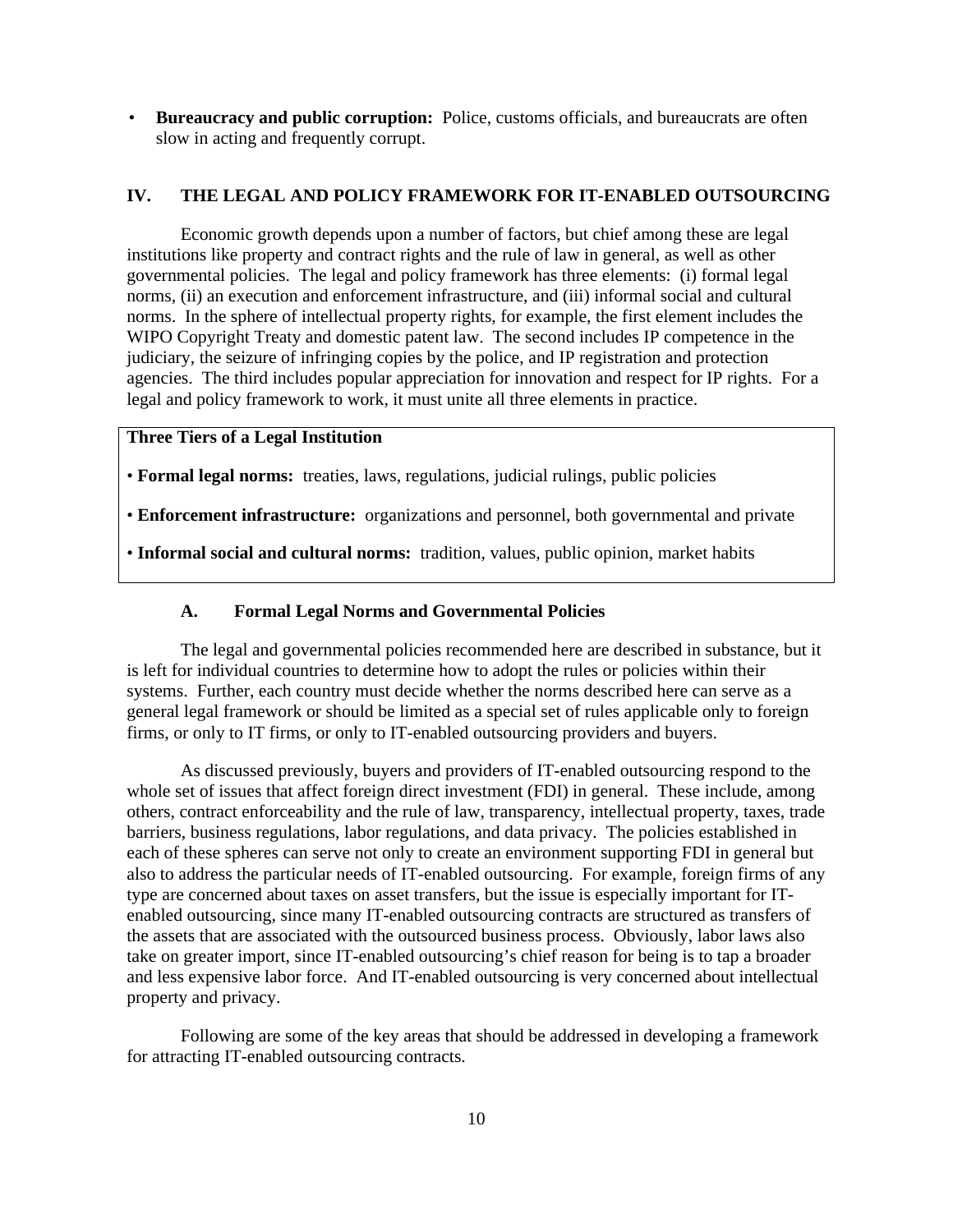- **Bureaucracy and public corruption:** Police, customs officials, and bureaucrats are often slow in acting and frequently corrupt.

## IV. THE LEGAL AND POLICY FRAMEWORK FOR IT-ENABLED OUTSOURCING

Economic growth depends upon a number of factors, but chief among these are legal institutions like property and contract rights and the rule of law in general, as well as other governmental policies. The legal and policy framework has three elements: (i) formal legal norms, (ii) an execution and enforcement infrastructure, and (iii) informal social and cultural norms. In the sphere of intellectual property rights, for example, the first element includes the WIPO Copyright Treaty and domestic patent law. The second includes IP competence in the judiciary, the seizure of infringing copies by the police, and IP registration and protection agencies. The third includes popular appreciation for innovation and respect for IP rights. For a legal and policy framework to work, it must unite all three elements in practice.

**Three Tiers of a Legal Institution**

- **Formal legal norms:** treaties, laws, regulations, judicial rulings, public policies
- **Enforcement infrastructure:** organizations and personnel, both governmental and private
- **Informal social and cultural norms:** tradition, values, public opinion, market habits

### A. Formal Legal Norms and Governmental Policies

The legal and governmental policies recommended here are described in substance, but it is left for individual countries to determine how to adopt the rules or policies within their systems. Further, each country must decide whether the norms described here can serve as a general legal framework or should be limited as a special set of rules applicable only to foreign firms, or only to IT firms, or only to IT-enabled outsourcing providers and buyers.

As discussed previously, buyers and providers of IT-enabled outsourcing respond to the whole set of issues that affect foreign direct investment (FDI) in general. These include, among others, contract enforceability and the rule of law, transparency, intellectual property, taxes, trade barriers, business regulations, labor regulations, and data privacy. The policies established in each of these spheres can serve not only to create an environment supporting FDI in general but also to address the particular needs of IT-enabled outsourcing. For example, foreign firms of any type are concerned about taxes on asset transfers, but the issue is especially important for IT-enabled outsourcing, since many IT-enabled outsourcing contracts are structured as transfers of the assets that are associated with the outsourced business process. Obviously, labor laws also take on greater import, since IT-enabled outsourcing's chief reason for being is to tap a broader and less expensive labor force. And IT-enabled outsourcing is very concerned about intellectual property and privacy.

Following are some of the key areas that should be addressed in developing a framework for attracting IT-enabled outsourcing contracts.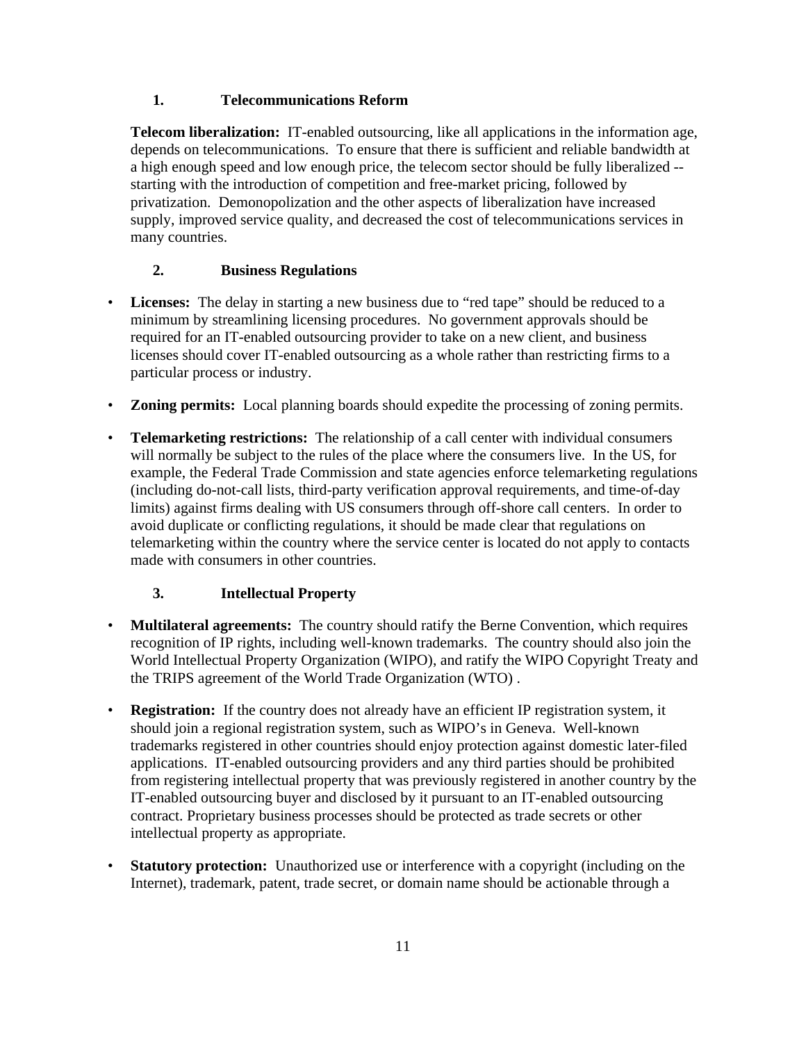### 1. Telecommunications Reform

**Telecom liberalization:** IT-enabled outsourcing, like all applications in the information age, depends on telecommunications. To ensure that there is sufficient and reliable bandwidth at a high enough speed and low enough price, the telecom sector should be fully liberalized -- starting with the introduction of competition and free-market pricing, followed by privatization. Demonopolization and the other aspects of liberalization have increased supply, improved service quality, and decreased the cost of telecommunications services in many countries.

### 2. Business Regulations

- **Licenses:** The delay in starting a new business due to "red tape" should be reduced to a minimum by streamlining licensing procedures. No government approvals should be required for an IT-enabled outsourcing provider to take on a new client, and business licenses should cover IT-enabled outsourcing as a whole rather than restricting firms to a particular process or industry.

- **Zoning permits:** Local planning boards should expedite the processing of zoning permits.

- **Telemarketing restrictions:** The relationship of a call center with individual consumers will normally be subject to the rules of the place where the consumers live. In the US, for example, the Federal Trade Commission and state agencies enforce telemarketing regulations (including do-not-call lists, third-party verification approval requirements, and time-of-day limits) against firms dealing with US consumers through off-shore call centers. In order to avoid duplicate or conflicting regulations, it should be made clear that regulations on telemarketing within the country where the service center is located do not apply to contacts made with consumers in other countries.

### 3. Intellectual Property

- **Multilateral agreements:** The country should ratify the Berne Convention, which requires recognition of IP rights, including well-known trademarks. The country should also join the World Intellectual Property Organization (WIPO), and ratify the WIPO Copyright Treaty and the TRIPS agreement of the World Trade Organization (WTO) .

- **Registration:** If the country does not already have an efficient IP registration system, it should join a regional registration system, such as WIPO's in Geneva. Well-known trademarks registered in other countries should enjoy protection against domestic later-filed applications. IT-enabled outsourcing providers and any third parties should be prohibited from registering intellectual property that was previously registered in another country by the IT-enabled outsourcing buyer and disclosed by it pursuant to an IT-enabled outsourcing contract. Proprietary business processes should be protected as trade secrets or other intellectual property as appropriate.

- **Statutory protection:** Unauthorized use or interference with a copyright (including on the Internet), trademark, patent, trade secret, or domain name should be actionable through a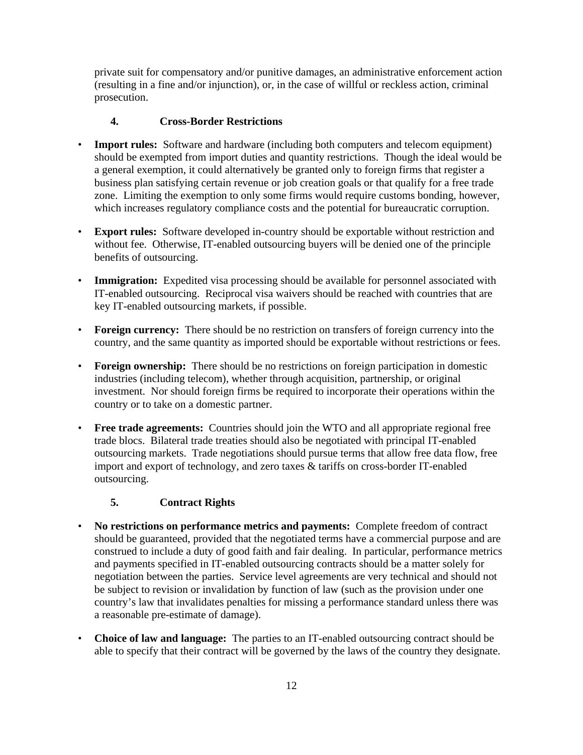private suit for compensatory and/or punitive damages, an administrative enforcement action (resulting in a fine and/or injunction), or, in the case of willful or reckless action, criminal prosecution.

### 4. Cross-Border Restrictions

- **Import rules:** Software and hardware (including both computers and telecom equipment) should be exempted from import duties and quantity restrictions. Though the ideal would be a general exemption, it could alternatively be granted only to foreign firms that register a business plan satisfying certain revenue or job creation goals or that qualify for a free trade zone. Limiting the exemption to only some firms would require customs bonding, however, which increases regulatory compliance costs and the potential for bureaucratic corruption.

- **Export rules:** Software developed in-country should be exportable without restriction and without fee. Otherwise, IT-enabled outsourcing buyers will be denied one of the principle benefits of outsourcing.

- **Immigration:** Expedited visa processing should be available for personnel associated with IT-enabled outsourcing. Reciprocal visa waivers should be reached with countries that are key IT-enabled outsourcing markets, if possible.

- **Foreign currency:** There should be no restriction on transfers of foreign currency into the country, and the same quantity as imported should be exportable without restrictions or fees.

- **Foreign ownership:** There should be no restrictions on foreign participation in domestic industries (including telecom), whether through acquisition, partnership, or original investment. Nor should foreign firms be required to incorporate their operations within the country or to take on a domestic partner.

- **Free trade agreements:** Countries should join the WTO and all appropriate regional free trade blocs. Bilateral trade treaties should also be negotiated with principal IT-enabled outsourcing markets. Trade negotiations should pursue terms that allow free data flow, free import and export of technology, and zero taxes & tariffs on cross-border IT-enabled outsourcing.

### 5. Contract Rights

- **No restrictions on performance metrics and payments:** Complete freedom of contract should be guaranteed, provided that the negotiated terms have a commercial purpose and are construed to include a duty of good faith and fair dealing. In particular, performance metrics and payments specified in IT-enabled outsourcing contracts should be a matter solely for negotiation between the parties. Service level agreements are very technical and should not be subject to revision or invalidation by function of law (such as the provision under one country's law that invalidates penalties for missing a performance standard unless there was a reasonable pre-estimate of damage).

- **Choice of law and language:** The parties to an IT-enabled outsourcing contract should be able to specify that their contract will be governed by the laws of the country they designate.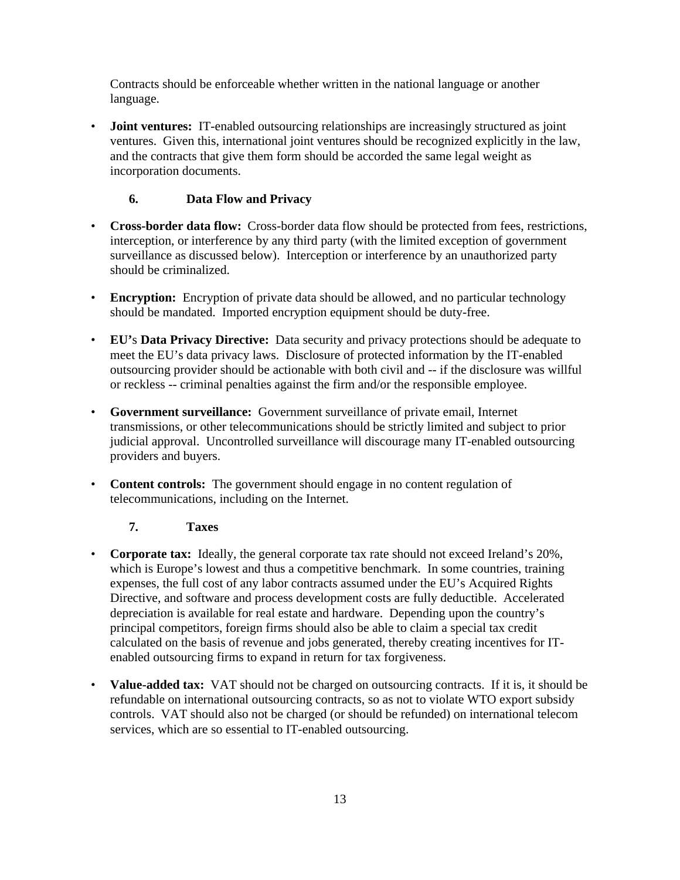Contracts should be enforceable whether written in the national language or another language.

- **Joint ventures:** IT-enabled outsourcing relationships are increasingly structured as joint ventures. Given this, international joint ventures should be recognized explicitly in the law, and the contracts that give them form should be accorded the same legal weight as incorporation documents.

### 6. Data Flow and Privacy

- **Cross-border data flow:** Cross-border data flow should be protected from fees, restrictions, interception, or interference by any third party (with the limited exception of government surveillance as discussed below). Interception or interference by an unauthorized party should be criminalized.
- **Encryption:** Encryption of private data should be allowed, and no particular technology should be mandated. Imported encryption equipment should be duty-free.
- **EU's Data Privacy Directive:** Data security and privacy protections should be adequate to meet the EU's data privacy laws. Disclosure of protected information by the IT-enabled outsourcing provider should be actionable with both civil and -- if the disclosure was willful or reckless -- criminal penalties against the firm and/or the responsible employee.
- **Government surveillance:** Government surveillance of private email, Internet transmissions, or other telecommunications should be strictly limited and subject to prior judicial approval. Uncontrolled surveillance will discourage many IT-enabled outsourcing providers and buyers.
- **Content controls:** The government should engage in no content regulation of telecommunications, including on the Internet.

### 7. Taxes

- **Corporate tax:** Ideally, the general corporate tax rate should not exceed Ireland's 20%, which is Europe's lowest and thus a competitive benchmark. In some countries, training expenses, the full cost of any labor contracts assumed under the EU's Acquired Rights Directive, and software and process development costs are fully deductible. Accelerated depreciation is available for real estate and hardware. Depending upon the country's principal competitors, foreign firms should also be able to claim a special tax credit calculated on the basis of revenue and jobs generated, thereby creating incentives for IT-enabled outsourcing firms to expand in return for tax forgiveness.
- **Value-added tax:** VAT should not be charged on outsourcing contracts. If it is, it should be refundable on international outsourcing contracts, so as not to violate WTO export subsidy controls. VAT should also not be charged (or should be refunded) on international telecom services, which are so essential to IT-enabled outsourcing.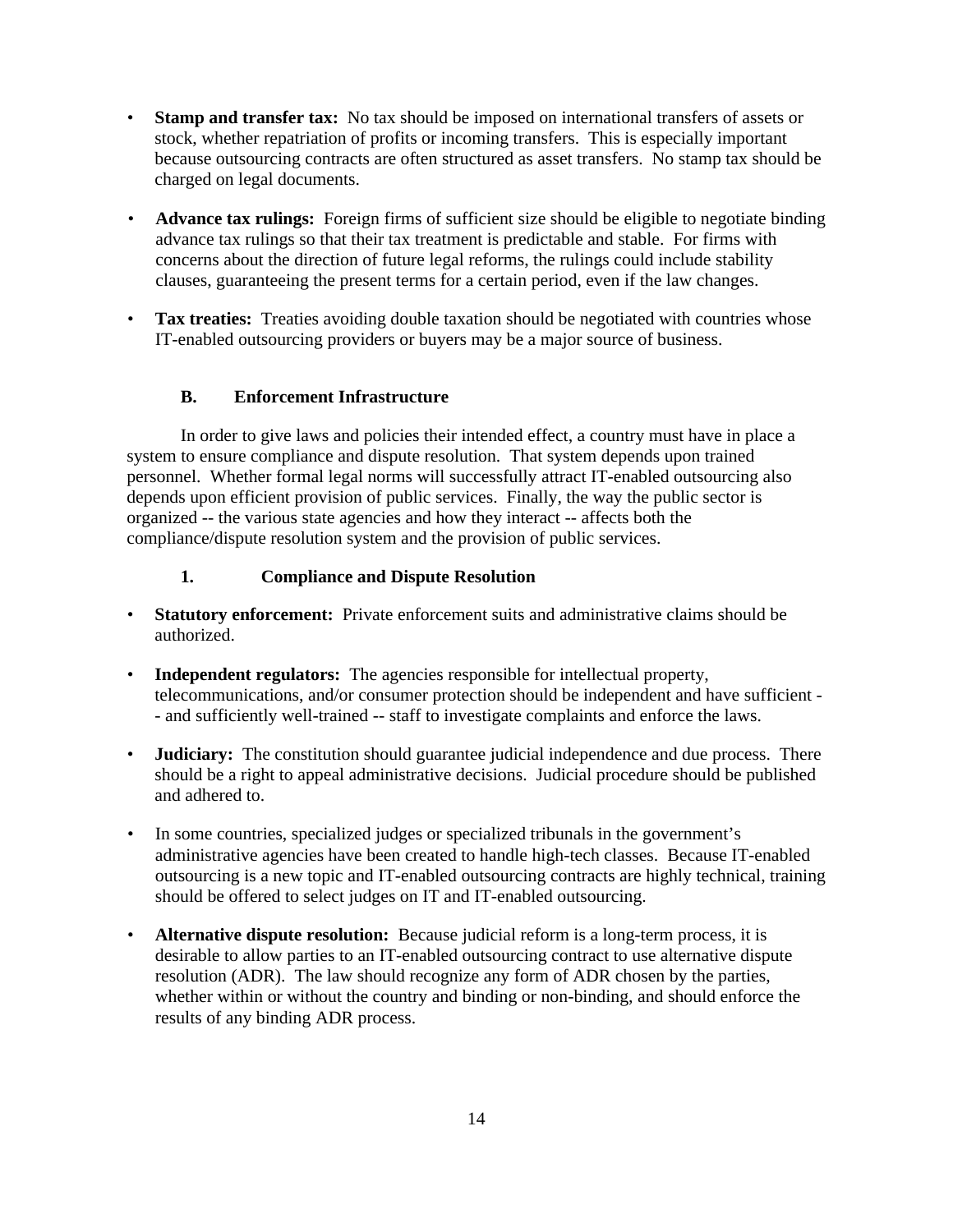- **Stamp and transfer tax:** No tax should be imposed on international transfers of assets or stock, whether repatriation of profits or incoming transfers. This is especially important because outsourcing contracts are often structured as asset transfers. No stamp tax should be charged on legal documents.

- **Advance tax rulings:** Foreign firms of sufficient size should be eligible to negotiate binding advance tax rulings so that their tax treatment is predictable and stable. For firms with concerns about the direction of future legal reforms, the rulings could include stability clauses, guaranteeing the present terms for a certain period, even if the law changes.

- **Tax treaties:** Treaties avoiding double taxation should be negotiated with countries whose IT-enabled outsourcing providers or buyers may be a major source of business.

### B. Enforcement Infrastructure

In order to give laws and policies their intended effect, a country must have in place a system to ensure compliance and dispute resolution. That system depends upon trained personnel. Whether formal legal norms will successfully attract IT-enabled outsourcing also depends upon efficient provision of public services. Finally, the way the public sector is organized -- the various state agencies and how they interact -- affects both the compliance/dispute resolution system and the provision of public services.

#### 1. Compliance and Dispute Resolution

- **Statutory enforcement:** Private enforcement suits and administrative claims should be authorized.

- **Independent regulators:** The agencies responsible for intellectual property, telecommunications, and/or consumer protection should be independent and have sufficient -- and sufficiently well-trained -- staff to investigate complaints and enforce the laws.

- **Judiciary:** The constitution should guarantee judicial independence and due process. There should be a right to appeal administrative decisions. Judicial procedure should be published and adhered to.

- In some countries, specialized judges or specialized tribunals in the government's administrative agencies have been created to handle high-tech classes. Because IT-enabled outsourcing is a new topic and IT-enabled outsourcing contracts are highly technical, training should be offered to select judges on IT and IT-enabled outsourcing.

- **Alternative dispute resolution:** Because judicial reform is a long-term process, it is desirable to allow parties to an IT-enabled outsourcing contract to use alternative dispute resolution (ADR). The law should recognize any form of ADR chosen by the parties, whether within or without the country and binding or non-binding, and should enforce the results of any binding ADR process.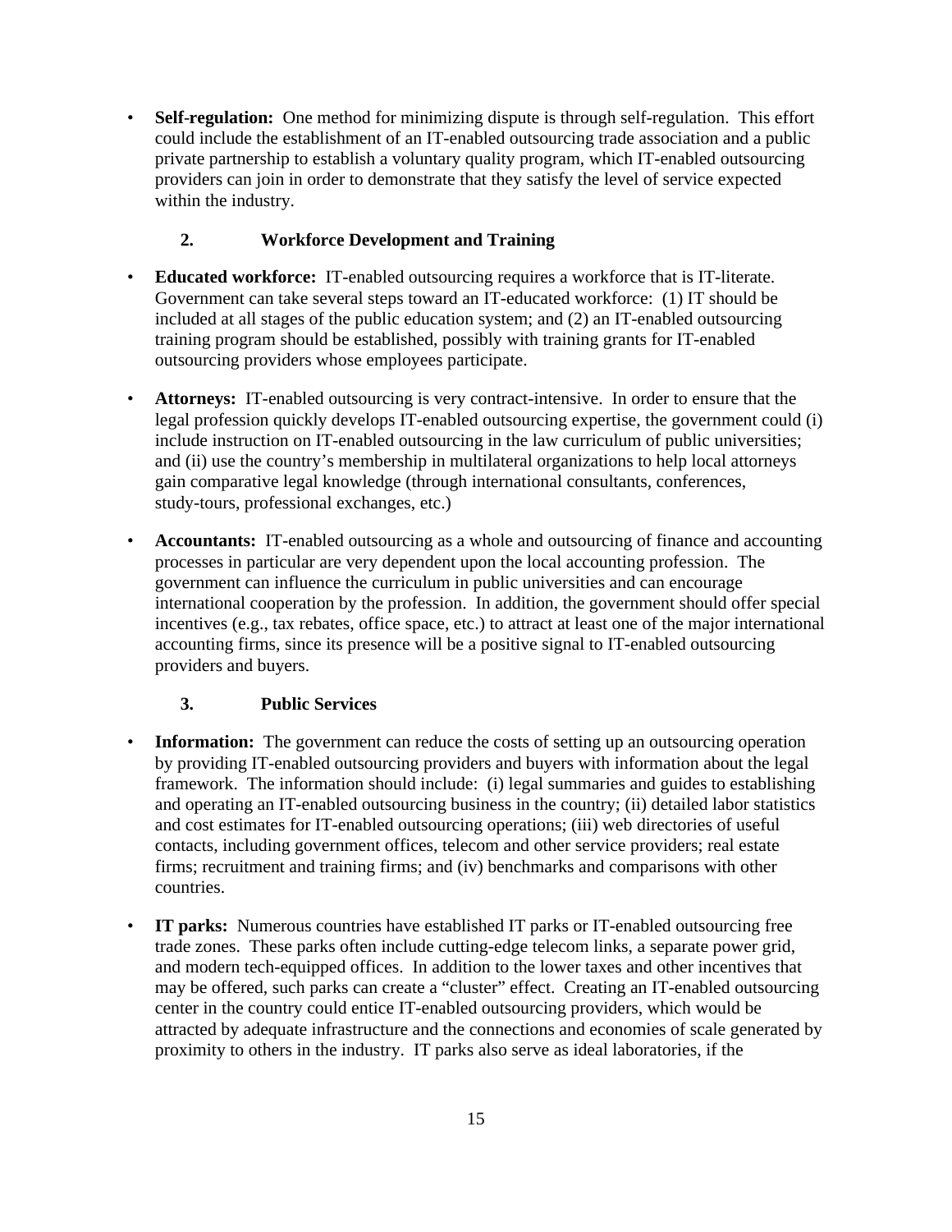- **Self-regulation:** One method for minimizing dispute is through self-regulation. This effort could include the establishment of an IT-enabled outsourcing trade association and a public private partnership to establish a voluntary quality program, which IT-enabled outsourcing providers can join in order to demonstrate that they satisfy the level of service expected within the industry.

### 2. Workforce Development and Training

- **Educated workforce:** IT-enabled outsourcing requires a workforce that is IT-literate. Government can take several steps toward an IT-educated workforce: (1) IT should be included at all stages of the public education system; and (2) an IT-enabled outsourcing training program should be established, possibly with training grants for IT-enabled outsourcing providers whose employees participate.

- **Attorneys:** IT-enabled outsourcing is very contract-intensive. In order to ensure that the legal profession quickly develops IT-enabled outsourcing expertise, the government could (i) include instruction on IT-enabled outsourcing in the law curriculum of public universities; and (ii) use the country's membership in multilateral organizations to help local attorneys gain comparative legal knowledge (through international consultants, conferences, study-tours, professional exchanges, etc.)

- **Accountants:** IT-enabled outsourcing as a whole and outsourcing of finance and accounting processes in particular are very dependent upon the local accounting profession. The government can influence the curriculum in public universities and can encourage international cooperation by the profession. In addition, the government should offer special incentives (e.g., tax rebates, office space, etc.) to attract at least one of the major international accounting firms, since its presence will be a positive signal to IT-enabled outsourcing providers and buyers.

### 3. Public Services

- **Information:** The government can reduce the costs of setting up an outsourcing operation by providing IT-enabled outsourcing providers and buyers with information about the legal framework. The information should include: (i) legal summaries and guides to establishing and operating an IT-enabled outsourcing business in the country; (ii) detailed labor statistics and cost estimates for IT-enabled outsourcing operations; (iii) web directories of useful contacts, including government offices, telecom and other service providers; real estate firms; recruitment and training firms; and (iv) benchmarks and comparisons with other countries.

- **IT parks:** Numerous countries have established IT parks or IT-enabled outsourcing free trade zones. These parks often include cutting-edge telecom links, a separate power grid, and modern tech-equipped offices. In addition to the lower taxes and other incentives that may be offered, such parks can create a "cluster" effect. Creating an IT-enabled outsourcing center in the country could entice IT-enabled outsourcing providers, which would be attracted by adequate infrastructure and the connections and economies of scale generated by proximity to others in the industry. IT parks also serve as ideal laboratories, if the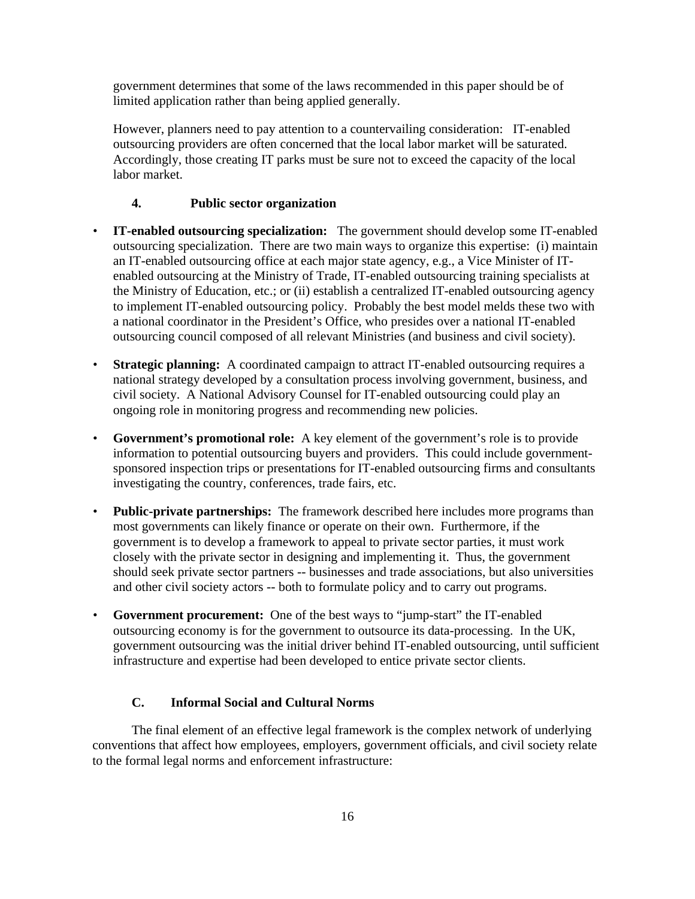government determines that some of the laws recommended in this paper should be of limited application rather than being applied generally.

However, planners need to pay attention to a countervailing consideration: IT-enabled outsourcing providers are often concerned that the local labor market will be saturated. Accordingly, those creating IT parks must be sure not to exceed the capacity of the local labor market.

#### 4. Public sector organization

- **IT-enabled outsourcing specialization:** The government should develop some IT-enabled outsourcing specialization. There are two main ways to organize this expertise: (i) maintain an IT-enabled outsourcing office at each major state agency, e.g., a Vice Minister of IT-enabled outsourcing at the Ministry of Trade, IT-enabled outsourcing training specialists at the Ministry of Education, etc.; or (ii) establish a centralized IT-enabled outsourcing agency to implement IT-enabled outsourcing policy. Probably the best model melds these two with a national coordinator in the President's Office, who presides over a national IT-enabled outsourcing council composed of all relevant Ministries (and business and civil society).

- **Strategic planning:** A coordinated campaign to attract IT-enabled outsourcing requires a national strategy developed by a consultation process involving government, business, and civil society. A National Advisory Counsel for IT-enabled outsourcing could play an ongoing role in monitoring progress and recommending new policies.

- **Government's promotional role:** A key element of the government's role is to provide information to potential outsourcing buyers and providers. This could include government-sponsored inspection trips or presentations for IT-enabled outsourcing firms and consultants investigating the country, conferences, trade fairs, etc.

- **Public-private partnerships:** The framework described here includes more programs than most governments can likely finance or operate on their own. Furthermore, if the government is to develop a framework to appeal to private sector parties, it must work closely with the private sector in designing and implementing it. Thus, the government should seek private sector partners -- businesses and trade associations, but also universities and other civil society actors -- both to formulate policy and to carry out programs.

- **Government procurement:** One of the best ways to "jump-start" the IT-enabled outsourcing economy is for the government to outsource its data-processing. In the UK, government outsourcing was the initial driver behind IT-enabled outsourcing, until sufficient infrastructure and expertise had been developed to entice private sector clients.

### C. Informal Social and Cultural Norms

The final element of an effective legal framework is the complex network of underlying conventions that affect how employees, employers, government officials, and civil society relate to the formal legal norms and enforcement infrastructure: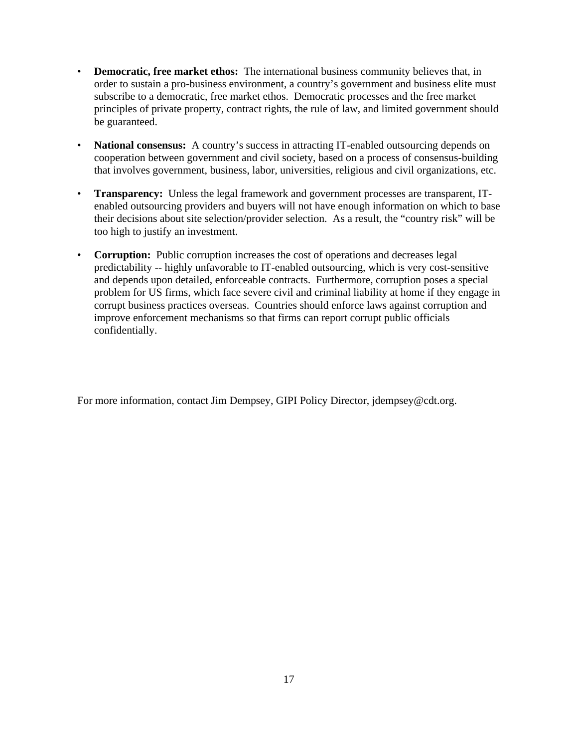- **Democratic, free market ethos:** The international business community believes that, in order to sustain a pro-business environment, a country's government and business elite must subscribe to a democratic, free market ethos. Democratic processes and the free market principles of private property, contract rights, the rule of law, and limited government should be guaranteed.

- **National consensus:** A country's success in attracting IT-enabled outsourcing depends on cooperation between government and civil society, based on a process of consensus-building that involves government, business, labor, universities, religious and civil organizations, etc.

- **Transparency:** Unless the legal framework and government processes are transparent, IT-enabled outsourcing providers and buyers will not have enough information on which to base their decisions about site selection/provider selection. As a result, the "country risk" will be too high to justify an investment.

- **Corruption:** Public corruption increases the cost of operations and decreases legal predictability -- highly unfavorable to IT-enabled outsourcing, which is very cost-sensitive and depends upon detailed, enforceable contracts. Furthermore, corruption poses a special problem for US firms, which face severe civil and criminal liability at home if they engage in corrupt business practices overseas. Countries should enforce laws against corruption and improve enforcement mechanisms so that firms can report corrupt public officials confidentially.

For more information, contact Jim Dempsey, GIPI Policy Director, jdempsey@cdt.org.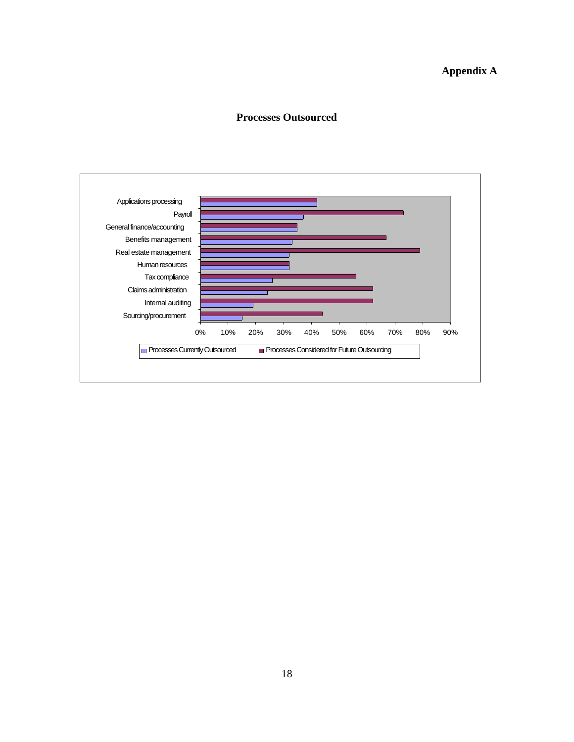**Appendix A**

## Processes Outsourced

Applications processing
Payroll
General finance/accounting
Benefits management
Real estate management
Human resources
Tax compliance
Claims administration
Internal auditing
Sourcing/procurement

0% 10% 20% 30% 40% 50% 60% 70% 80% 90%

Processes Currently Outsourced    Processes Considered for Future Outsourcing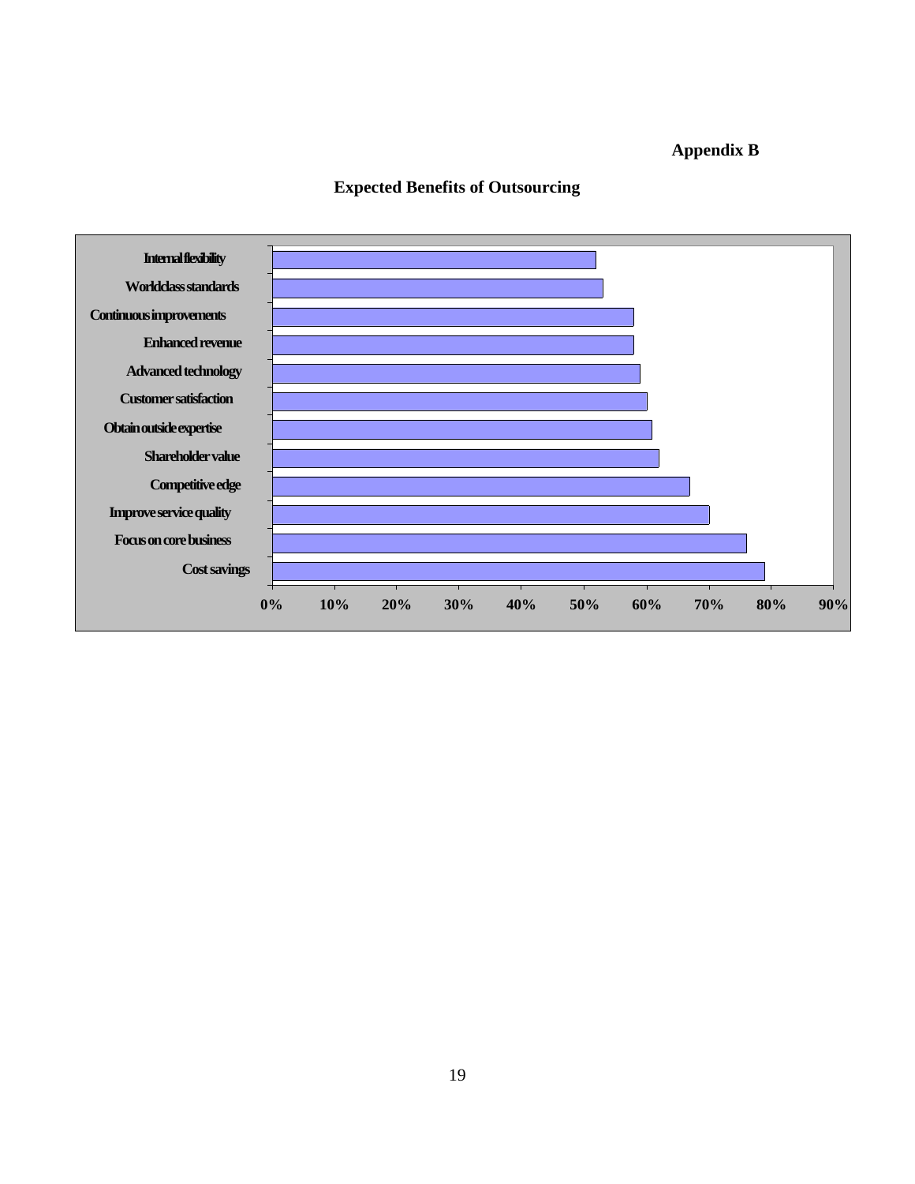**Appendix B**

**Expected Benefits of Outsourcing**

| Benefit |
|---|
| Internal flexibility |
| Worldclass standards |
| Continuous improvements |
| Enhanced revenue |
| Advanced technology |
| Customer satisfaction |
| Obtain outside expertise |
| Shareholder value |
| Competitive edge |
| Improve service quality |
| Focus on core business |
| Cost savings |

0% 10% 20% 30% 40% 50% 60% 70% 80% 90%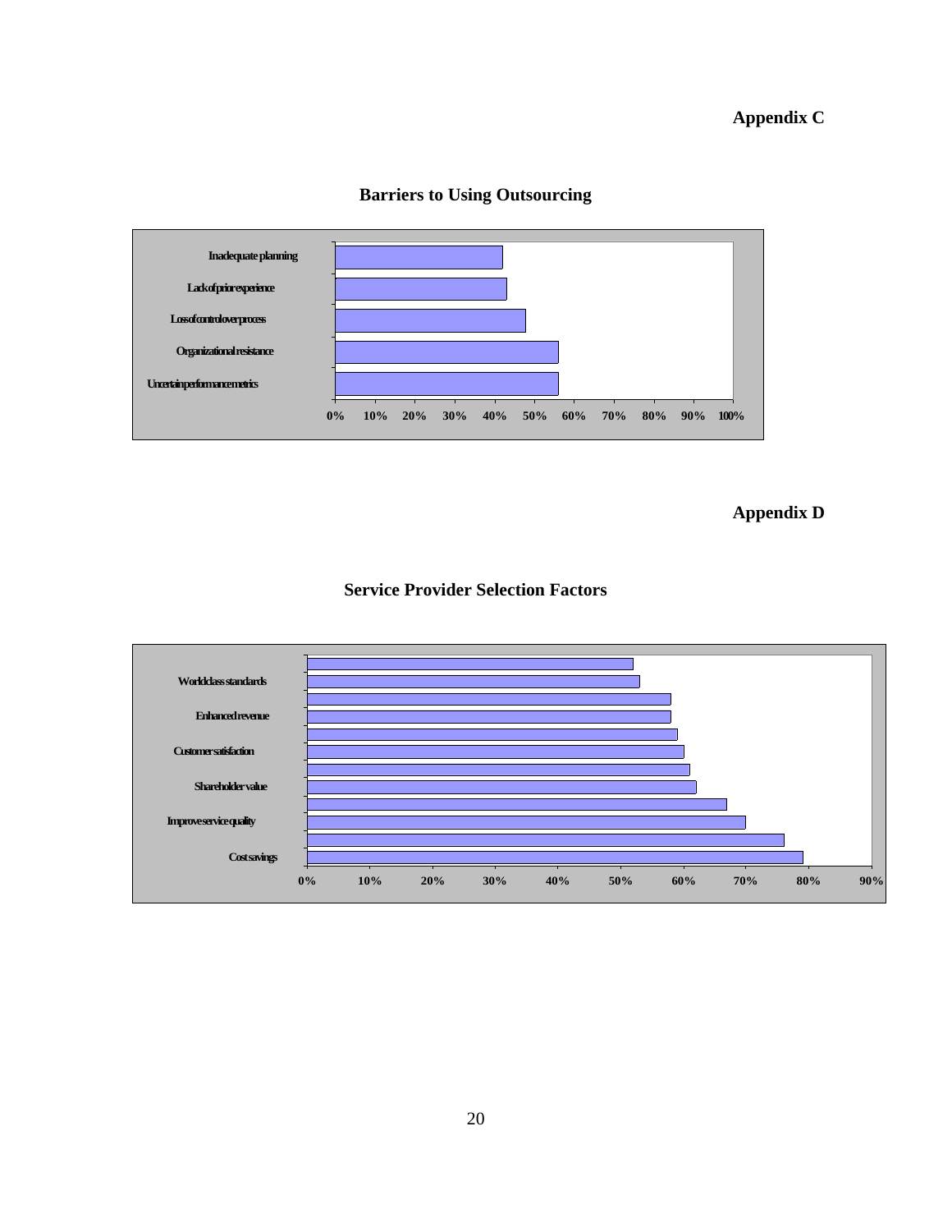**Appendix C**

## Barriers to Using Outsourcing

Inadequate planning

Lack of prior experience

Loss of control over process

Organizational resistance

Uncertain performance metrics

0% 10% 20% 30% 40% 50% 60% 70% 80% 90% 100%

**Appendix D**

## Service Provider Selection Factors

World class standards

Enhanced revenue

Customer satisfaction

Shareholder value

Improve service quality

Cost savings

0% 10% 20% 30% 40% 50% 60% 70% 80% 90%